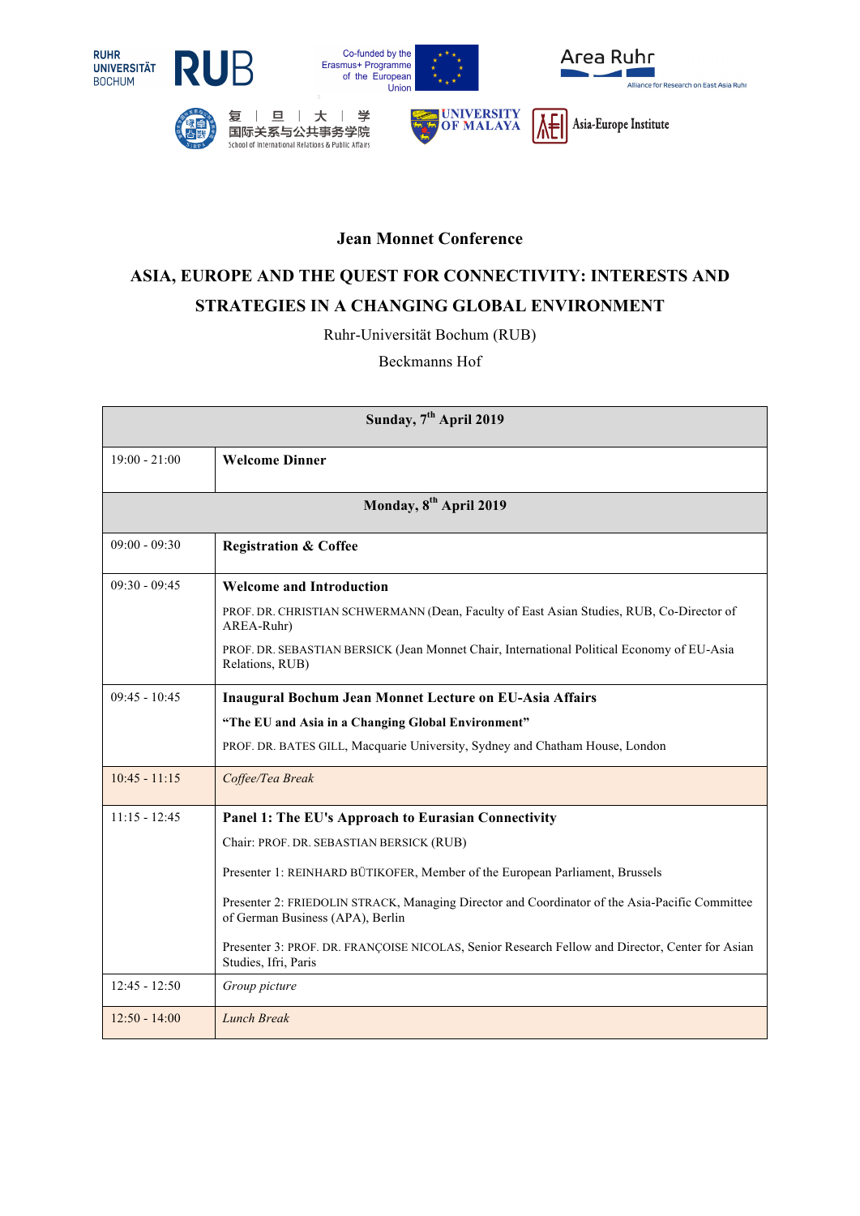RUHR UNIVERSITÄT BOCHUM RUB

Co-funded by the Erasmus+ Programme of the European Union

Area Ruhr
Alliance for Research on East Asia Ruhr

复 | 旦 | 大 | 学
国际关系与公共事务学院
School of International Relations & Public Affairs

UNIVERSITY OF MALAYA

Asia-Europe Institute

**Jean Monnet Conference**

## ASIA, EUROPE AND THE QUEST FOR CONNECTIVITY: INTERESTS AND STRATEGIES IN A CHANGING GLOBAL ENVIRONMENT

Ruhr-Universität Bochum (RUB)

Beckmanns Hof

| **Sunday, 7th April 2019** | |
|---|---|
| 19:00 - 21:00 | **Welcome Dinner** |
| **Monday, 8th April 2019** | |
| 09:00 - 09:30 | **Registration & Coffee** |
| 09:30 - 09:45 | **Welcome and Introduction**<br>PROF. DR. CHRISTIAN SCHWERMANN (Dean, Faculty of East Asian Studies, RUB, Co-Director of AREA-Ruhr)<br>PROF. DR. SEBASTIAN BERSICK (Jean Monnet Chair, International Political Economy of EU-Asia Relations, RUB) |
| 09:45 - 10:45 | **Inaugural Bochum Jean Monnet Lecture on EU-Asia Affairs**<br>**"The EU and Asia in a Changing Global Environment"**<br>PROF. DR. BATES GILL, Macquarie University, Sydney and Chatham House, London |
| 10:45 - 11:15 | *Coffee/Tea Break* |
| 11:15 - 12:45 | **Panel 1: The EU's Approach to Eurasian Connectivity**<br>Chair: PROF. DR. SEBASTIAN BERSICK (RUB)<br>Presenter 1: REINHARD BÜTIKOFER, Member of the European Parliament, Brussels<br>Presenter 2: FRIEDOLIN STRACK, Managing Director and Coordinator of the Asia-Pacific Committee of German Business (APA), Berlin<br>Presenter 3: PROF. DR. FRANÇOISE NICOLAS, Senior Research Fellow and Director, Center for Asian Studies, Ifri, Paris |
| 12:45 - 12:50 | *Group picture* |
| 12:50 - 14:00 | *Lunch Break* |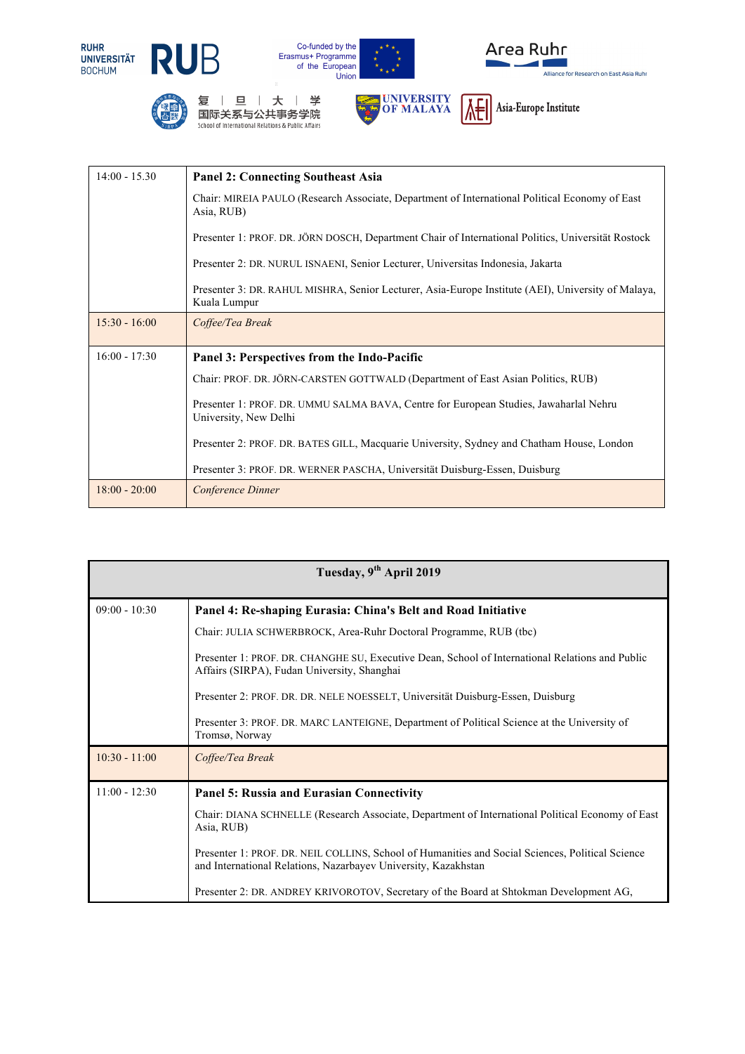| | |
|---|---|
| 14:00 - 15.30 | **Panel 2: Connecting Southeast Asia**<br>Chair: MIREIA PAULO (Research Associate, Department of International Political Economy of East Asia, RUB)<br>Presenter 1: PROF. DR. JÖRN DOSCH, Department Chair of International Politics, Universität Rostock<br>Presenter 2: DR. NURUL ISNAENI, Senior Lecturer, Universitas Indonesia, Jakarta<br>Presenter 3: DR. RAHUL MISHRA, Senior Lecturer, Asia-Europe Institute (AEI), University of Malaya, Kuala Lumpur |
| 15:30 - 16:00 | *Coffee/Tea Break* |
| 16:00 - 17:30 | **Panel 3: Perspectives from the Indo-Pacific**<br>Chair: PROF. DR. JÖRN-CARSTEN GOTTWALD (Department of East Asian Politics, RUB)<br>Presenter 1: PROF. DR. UMMU SALMA BAVA, Centre for European Studies, Jawaharlal Nehru University, New Delhi<br>Presenter 2: PROF. DR. BATES GILL, Macquarie University, Sydney and Chatham House, London<br>Presenter 3: PROF. DR. WERNER PASCHA, Universität Duisburg-Essen, Duisburg |
| 18:00 - 20:00 | *Conference Dinner* |

| Tuesday, 9th April 2019 | |
|---|---|
| 09:00 - 10:30 | **Panel 4: Re-shaping Eurasia: China's Belt and Road Initiative**<br>Chair: JULIA SCHWERBROCK, Area-Ruhr Doctoral Programme, RUB (tbc)<br>Presenter 1: PROF. DR. CHANGHE SU, Executive Dean, School of International Relations and Public Affairs (SIRPA), Fudan University, Shanghai<br>Presenter 2: PROF. DR. DR. NELE NOESSELT, Universität Duisburg-Essen, Duisburg<br>Presenter 3: PROF. DR. MARC LANTEIGNE, Department of Political Science at the University of Tromsø, Norway |
| 10:30 - 11:00 | *Coffee/Tea Break* |
| 11:00 - 12:30 | **Panel 5: Russia and Eurasian Connectivity**<br>Chair: DIANA SCHNELLE (Research Associate, Department of International Political Economy of East Asia, RUB)<br>Presenter 1: PROF. DR. NEIL COLLINS, School of Humanities and Social Sciences, Political Science and International Relations, Nazarbayev University, Kazakhstan<br>Presenter 2: DR. ANDREY KRIVOROTOV, Secretary of the Board at Shtokman Development AG, |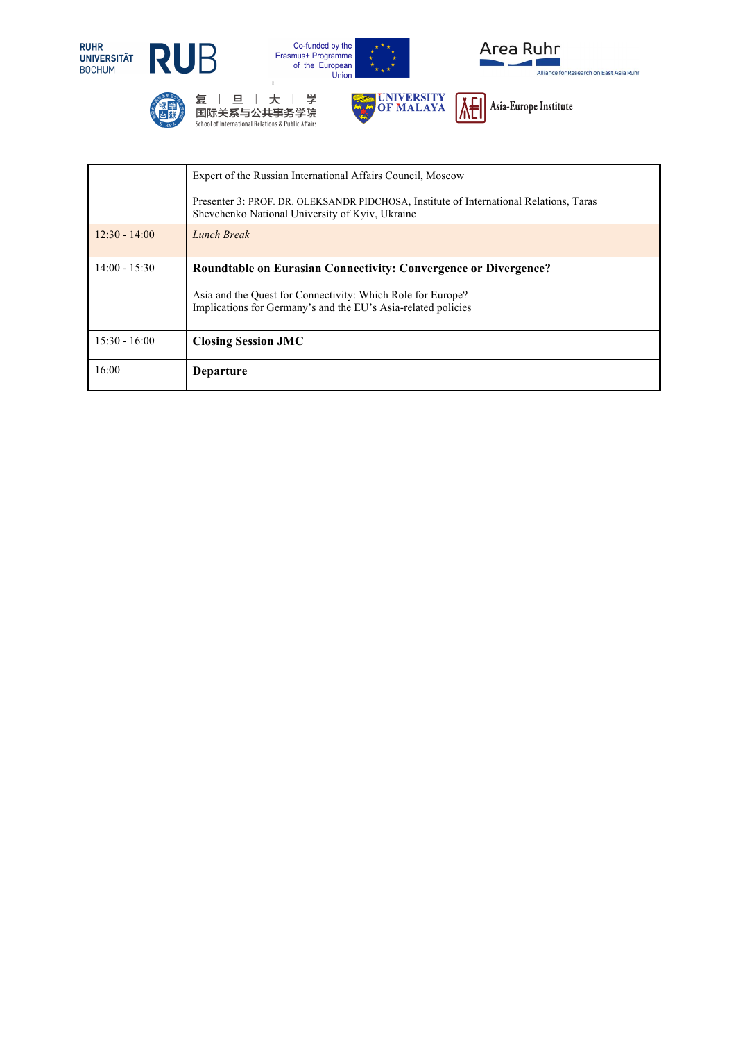| | |
|---|---|
| | Expert of the Russian International Affairs Council, Moscow<br><br>Presenter 3: PROF. DR. OLEKSANDR PIDCHOSA, Institute of International Relations, Taras Shevchenko National University of Kyiv, Ukraine |
| 12:30 - 14:00 | *Lunch Break* |
| 14:00 - 15:30 | **Roundtable on Eurasian Connectivity: Convergence or Divergence?**<br><br>Asia and the Quest for Connectivity: Which Role for Europe?<br>Implications for Germany's and the EU's Asia-related policies |
| 15:30 - 16:00 | **Closing Session JMC** |
| 16:00 | **Departure** |